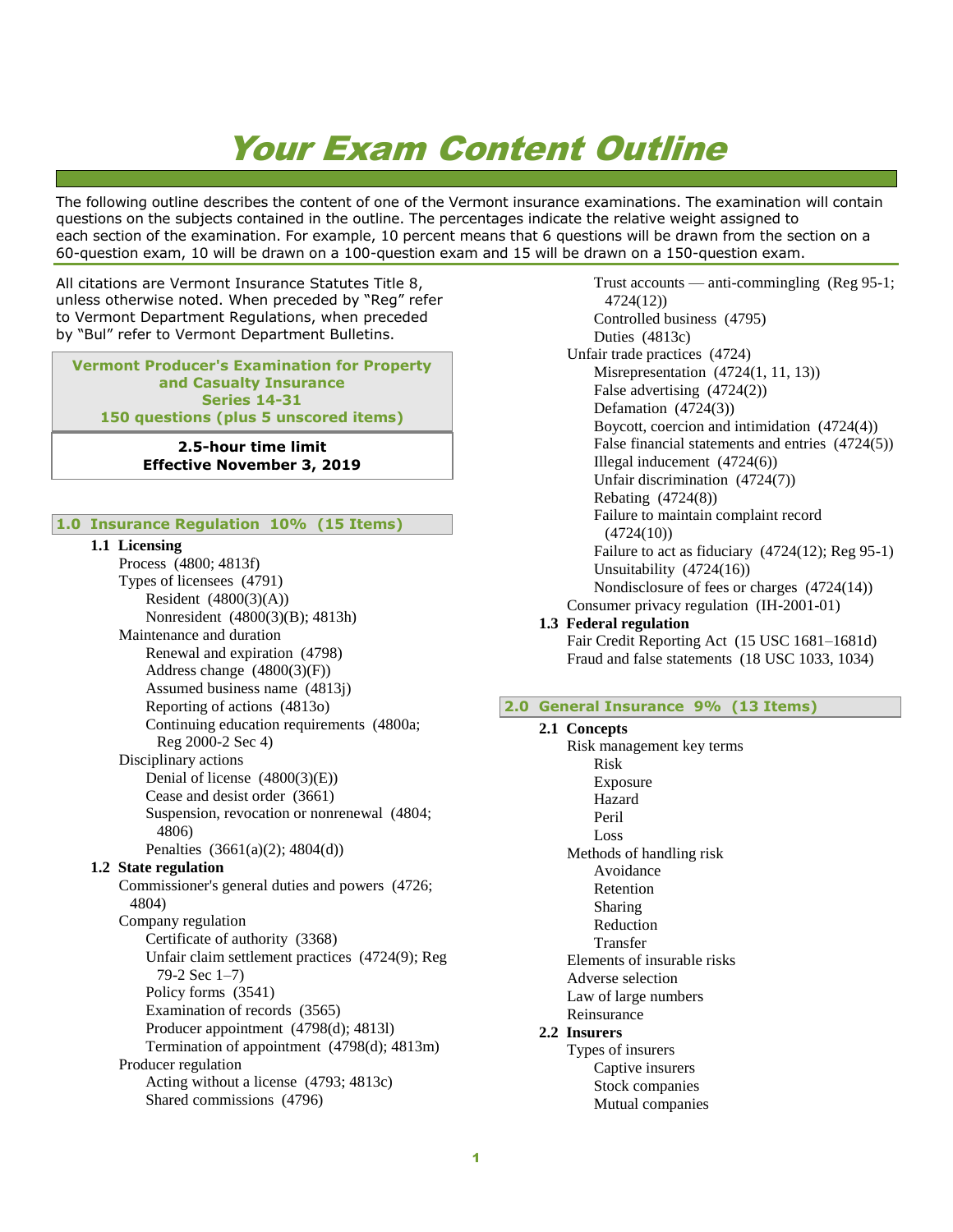# Your Exam Content Outline

The following outline describes the content of one of the Vermont insurance examinations. The examination will contain questions on the subjects contained in the outline. The percentages indicate the relative weight assigned to each section of the examination. For example, 10 percent means that 6 questions will be drawn from the section on a 60-question exam, 10 will be drawn on a 100-question exam and 15 will be drawn on a 150-question exam.

All citations are Vermont Insurance Statutes Title 8, unless otherwise noted. When preceded by "Reg" refer to Vermont Department Regulations, when preceded by "Bul" refer to Vermont Department Bulletins.

**Vermont Producer's Examination for Property and Casualty Insurance**
**Series 14-31**
**150 questions (plus 5 unscored items)**

**2.5-hour time limit**
**Effective November 3, 2019**

## 1.0 Insurance Regulation 10% (15 Items)

### 1.1 Licensing

- Process (4800; 4813f)
- Types of licensees (4791)
  - Resident (4800(3)(A))
  - Nonresident (4800(3)(B); 4813h)
- Maintenance and duration
  - Renewal and expiration (4798)
  - Address change (4800(3)(F))
  - Assumed business name (4813j)
  - Reporting of actions (4813o)
  - Continuing education requirements (4800a; Reg 2000-2 Sec 4)
- Disciplinary actions
  - Denial of license (4800(3)(E))
  - Cease and desist order (3661)
  - Suspension, revocation or nonrenewal (4804; 4806)
  - Penalties (3661(a)(2); 4804(d))

### 1.2 State regulation

- Commissioner's general duties and powers (4726; 4804)
- Company regulation
  - Certificate of authority (3368)
  - Unfair claim settlement practices (4724(9); Reg 79-2 Sec 1–7)
  - Policy forms (3541)
  - Examination of records (3565)
  - Producer appointment (4798(d); 4813l)
  - Termination of appointment (4798(d); 4813m)
- Producer regulation
  - Acting without a license (4793; 4813c)
  - Shared commissions (4796)
  - Trust accounts — anti-commingling (Reg 95-1; 4724(12))
  - Controlled business (4795)
  - Duties (4813c)
- Unfair trade practices (4724)
  - Misrepresentation (4724(1, 11, 13))
  - False advertising (4724(2))
  - Defamation (4724(3))
  - Boycott, coercion and intimidation (4724(4))
  - False financial statements and entries (4724(5))
  - Illegal inducement (4724(6))
  - Unfair discrimination (4724(7))
  - Rebating (4724(8))
  - Failure to maintain complaint record (4724(10))
  - Failure to act as fiduciary (4724(12); Reg 95-1)
  - Unsuitability (4724(16))
  - Nondisclosure of fees or charges (4724(14))
- Consumer privacy regulation (IH-2001-01)

### 1.3 Federal regulation

- Fair Credit Reporting Act (15 USC 1681–1681d)
- Fraud and false statements (18 USC 1033, 1034)

## 2.0 General Insurance 9% (13 Items)

### 2.1 Concepts

- Risk management key terms
  - Risk
  - Exposure
  - Hazard
  - Peril
  - Loss
- Methods of handling risk
  - Avoidance
  - Retention
  - Sharing
  - Reduction
  - Transfer
- Elements of insurable risks
- Adverse selection
- Law of large numbers
- Reinsurance

### 2.2 Insurers

- Types of insurers
  - Captive insurers
  - Stock companies
  - Mutual companies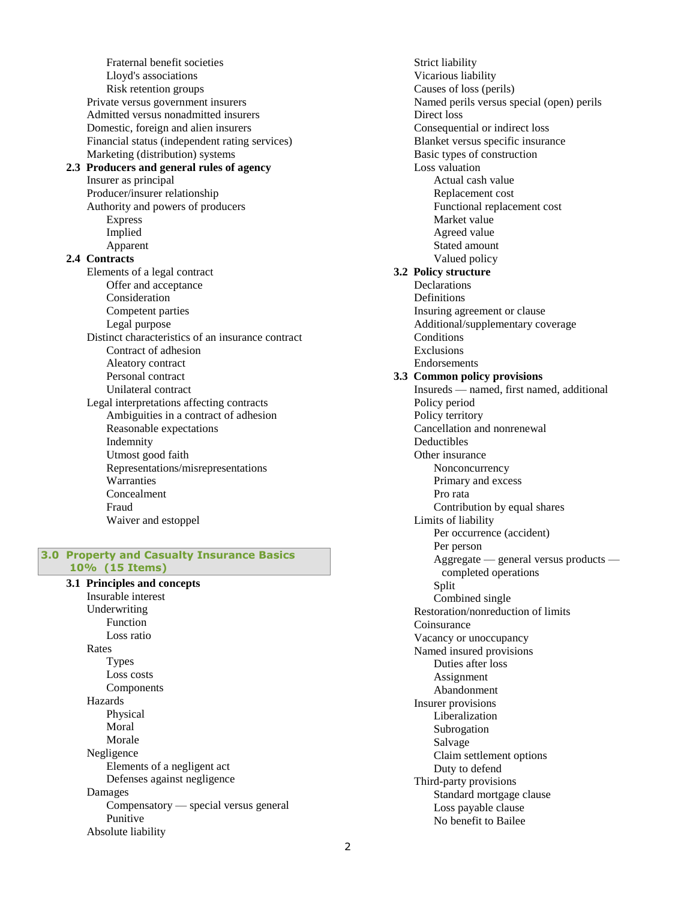- Fraternal benefit societies
- Lloyd's associations
- Risk retention groups

Private versus government insurers
Admitted versus nonadmitted insurers
Domestic, foreign and alien insurers
Financial status (independent rating services)
Marketing (distribution) systems

**2.3 Producers and general rules of agency**

Insurer as principal
Producer/insurer relationship
Authority and powers of producers

- Express
- Implied
- Apparent

**2.4 Contracts**

Elements of a legal contract

- Offer and acceptance
- Consideration
- Competent parties
- Legal purpose

Distinct characteristics of an insurance contract

- Contract of adhesion
- Aleatory contract
- Personal contract
- Unilateral contract

Legal interpretations affecting contracts

- Ambiguities in a contract of adhesion
- Reasonable expectations
- Indemnity
- Utmost good faith
- Representations/misrepresentations
- Warranties
- Concealment
- Fraud
- Waiver and estoppel

## 3.0 Property and Casualty Insurance Basics 10% (15 Items)

**3.1 Principles and concepts**

Insurable interest
Underwriting

- Function
- Loss ratio

Rates

- Types
- Loss costs
- Components

Hazards

- Physical
- Moral
- Morale

Negligence

- Elements of a negligent act
- Defenses against negligence

Damages

- Compensatory — special versus general
- Punitive

Absolute liability
Strict liability
Vicarious liability
Causes of loss (perils)
Named perils versus special (open) perils
Direct loss
Consequential or indirect loss
Blanket versus specific insurance
Basic types of construction
Loss valuation

- Actual cash value
- Replacement cost
- Functional replacement cost
- Market value
- Agreed value
- Stated amount
- Valued policy

**3.2 Policy structure**

Declarations
Definitions
Insuring agreement or clause
Additional/supplementary coverage
Conditions
Exclusions
Endorsements

**3.3 Common policy provisions**

Insureds — named, first named, additional
Policy period
Policy territory
Cancellation and nonrenewal
Deductibles
Other insurance

- Nonconcurrency
- Primary and excess
- Pro rata
- Contribution by equal shares

Limits of liability

- Per occurrence (accident)
- Per person
- Aggregate — general versus products — completed operations
- Split
- Combined single

Restoration/nonreduction of limits
Coinsurance
Vacancy or unoccupancy
Named insured provisions

- Duties after loss
- Assignment
- Abandonment

Insurer provisions

- Liberalization
- Subrogation
- Salvage
- Claim settlement options
- Duty to defend

Third-party provisions

- Standard mortgage clause
- Loss payable clause
- No benefit to Bailee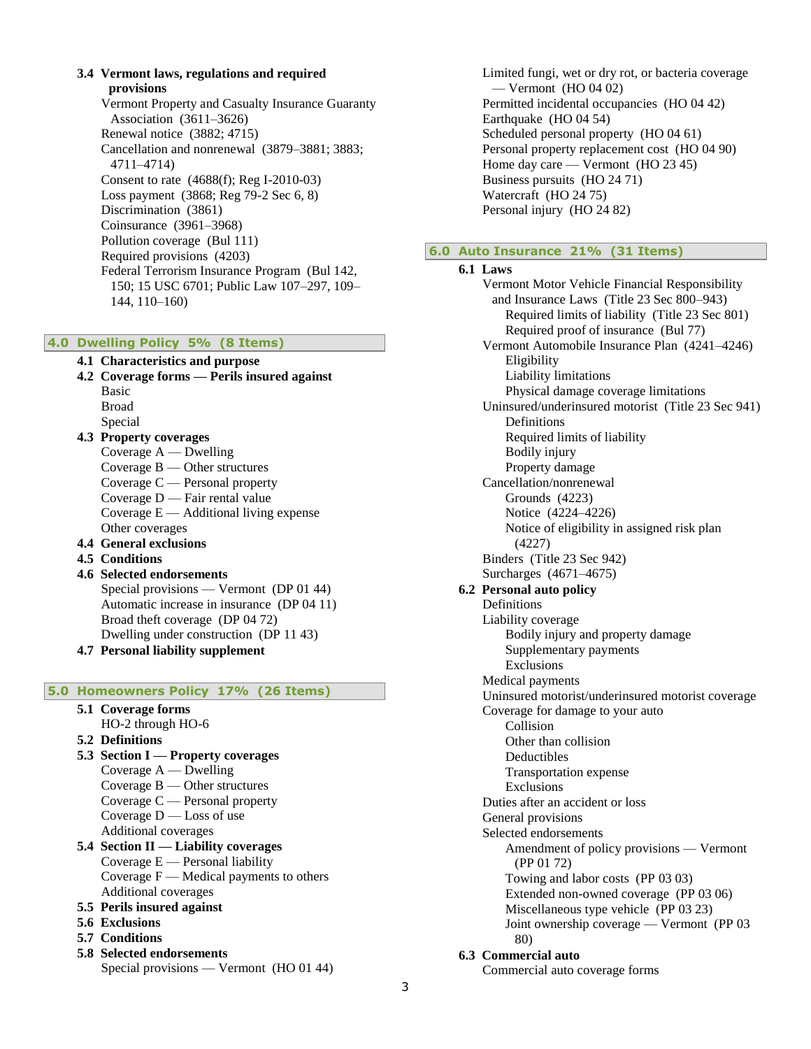**3.4 Vermont laws, regulations and required provisions**

- Vermont Property and Casualty Insurance Guaranty Association (3611–3626)
- Renewal notice (3882; 4715)
- Cancellation and nonrenewal (3879–3881; 3883; 4711–4714)
- Consent to rate (4688(f); Reg I-2010-03)
- Loss payment (3868; Reg 79-2 Sec 6, 8)
- Discrimination (3861)
- Coinsurance (3961–3968)
- Pollution coverage (Bul 111)
- Required provisions (4203)
- Federal Terrorism Insurance Program (Bul 142, 150; 15 USC 6701; Public Law 107–297, 109–144, 110–160)

## 4.0 Dwelling Policy 5% (8 Items)

**4.1 Characteristics and purpose**

**4.2 Coverage forms — Perils insured against**

- Basic
- Broad
- Special

**4.3 Property coverages**

- Coverage A — Dwelling
- Coverage B — Other structures
- Coverage C — Personal property
- Coverage D — Fair rental value
- Coverage E — Additional living expense
- Other coverages

**4.4 General exclusions**

**4.5 Conditions**

**4.6 Selected endorsements**

- Special provisions — Vermont (DP 01 44)
- Automatic increase in insurance (DP 04 11)
- Broad theft coverage (DP 04 72)
- Dwelling under construction (DP 11 43)

**4.7 Personal liability supplement**

## 5.0 Homeowners Policy 17% (26 Items)

**5.1 Coverage forms**

- HO-2 through HO-6

**5.2 Definitions**

**5.3 Section I — Property coverages**

- Coverage A — Dwelling
- Coverage B — Other structures
- Coverage C — Personal property
- Coverage D — Loss of use
- Additional coverages

**5.4 Section II — Liability coverages**

- Coverage E — Personal liability
- Coverage F — Medical payments to others
- Additional coverages

**5.5 Perils insured against**

**5.6 Exclusions**

**5.7 Conditions**

**5.8 Selected endorsements**

- Special provisions — Vermont (HO 01 44)
- Limited fungi, wet or dry rot, or bacteria coverage — Vermont (HO 04 02)
- Permitted incidental occupancies (HO 04 42)
- Earthquake (HO 04 54)
- Scheduled personal property (HO 04 61)
- Personal property replacement cost (HO 04 90)
- Home day care — Vermont (HO 23 45)
- Business pursuits (HO 24 71)
- Watercraft (HO 24 75)
- Personal injury (HO 24 82)

## 6.0 Auto Insurance 21% (31 Items)

**6.1 Laws**

- Vermont Motor Vehicle Financial Responsibility and Insurance Laws (Title 23 Sec 800–943)
  - Required limits of liability (Title 23 Sec 801)
  - Required proof of insurance (Bul 77)
- Vermont Automobile Insurance Plan (4241–4246)
  - Eligibility
  - Liability limitations
  - Physical damage coverage limitations
- Uninsured/underinsured motorist (Title 23 Sec 941)
  - Definitions
  - Required limits of liability
  - Bodily injury
  - Property damage
- Cancellation/nonrenewal
  - Grounds (4223)
  - Notice (4224–4226)
  - Notice of eligibility in assigned risk plan (4227)
- Binders (Title 23 Sec 942)
- Surcharges (4671–4675)

**6.2 Personal auto policy**

- Definitions
- Liability coverage
  - Bodily injury and property damage
  - Supplementary payments
  - Exclusions
- Medical payments
- Uninsured motorist/underinsured motorist coverage
- Coverage for damage to your auto
  - Collision
  - Other than collision
  - Deductibles
  - Transportation expense
  - Exclusions
- Duties after an accident or loss
- General provisions
- Selected endorsements
  - Amendment of policy provisions — Vermont (PP 01 72)
  - Towing and labor costs (PP 03 03)
  - Extended non-owned coverage (PP 03 06)
  - Miscellaneous type vehicle (PP 03 23)
  - Joint ownership coverage — Vermont (PP 03 80)

**6.3 Commercial auto**

- Commercial auto coverage forms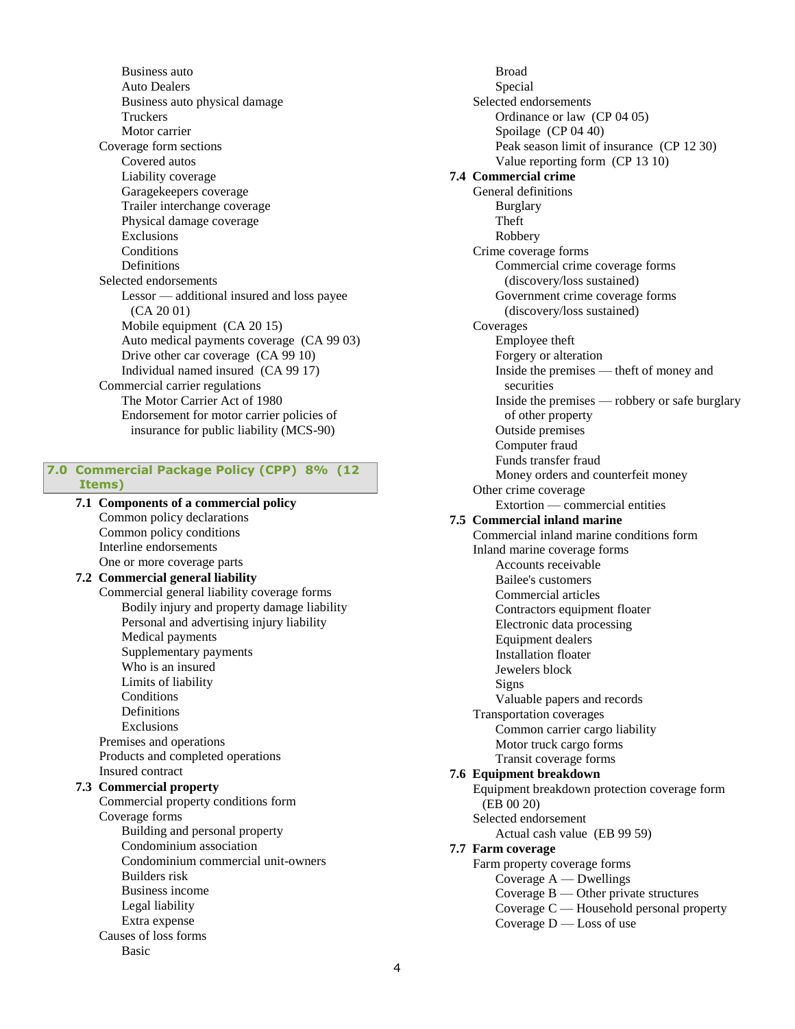- Business auto
- Auto Dealers
- Business auto physical damage
- Truckers
- Motor carrier

Coverage form sections

- Covered autos
- Liability coverage
- Garagekeepers coverage
- Trailer interchange coverage
- Physical damage coverage
- Exclusions
- Conditions
- Definitions

Selected endorsements

- Lessor — additional insured and loss payee (CA 20 01)
- Mobile equipment (CA 20 15)
- Auto medical payments coverage (CA 99 03)
- Drive other car coverage (CA 99 10)
- Individual named insured (CA 99 17)

Commercial carrier regulations

- The Motor Carrier Act of 1980
- Endorsement for motor carrier policies of insurance for public liability (MCS-90)

## 7.0 Commercial Package Policy (CPP) 8% (12 Items)

### 7.1 Components of a commercial policy

- Common policy declarations
- Common policy conditions
- Interline endorsements
- One or more coverage parts

### 7.2 Commercial general liability

Commercial general liability coverage forms

- Bodily injury and property damage liability
- Personal and advertising injury liability
- Medical payments
- Supplementary payments
- Who is an insured
- Limits of liability
- Conditions
- Definitions
- Exclusions

Premises and operations

Products and completed operations

Insured contract

### 7.3 Commercial property

Commercial property conditions form

Coverage forms

- Building and personal property
- Condominium association
- Condominium commercial unit-owners
- Builders risk
- Business income
- Legal liability
- Extra expense

Causes of loss forms

- Basic
- Broad
- Special

Selected endorsements

- Ordinance or law (CP 04 05)
- Spoilage (CP 04 40)
- Peak season limit of insurance (CP 12 30)
- Value reporting form (CP 13 10)

### 7.4 Commercial crime

General definitions

- Burglary
- Theft
- Robbery

Crime coverage forms

- Commercial crime coverage forms (discovery/loss sustained)
- Government crime coverage forms (discovery/loss sustained)

Coverages

- Employee theft
- Forgery or alteration
- Inside the premises — theft of money and securities
- Inside the premises — robbery or safe burglary of other property
- Outside premises
- Computer fraud
- Funds transfer fraud
- Money orders and counterfeit money

Other crime coverage

- Extortion — commercial entities

### 7.5 Commercial inland marine

Commercial inland marine conditions form

Inland marine coverage forms

- Accounts receivable
- Bailee's customers
- Commercial articles
- Contractors equipment floater
- Electronic data processing
- Equipment dealers
- Installation floater
- Jewelers block
- Signs
- Valuable papers and records

Transportation coverages

- Common carrier cargo liability
- Motor truck cargo forms
- Transit coverage forms

### 7.6 Equipment breakdown

Equipment breakdown protection coverage form (EB 00 20)

Selected endorsement

- Actual cash value (EB 99 59)

### 7.7 Farm coverage

Farm property coverage forms

- Coverage A — Dwellings
- Coverage B — Other private structures
- Coverage C — Household personal property
- Coverage D — Loss of use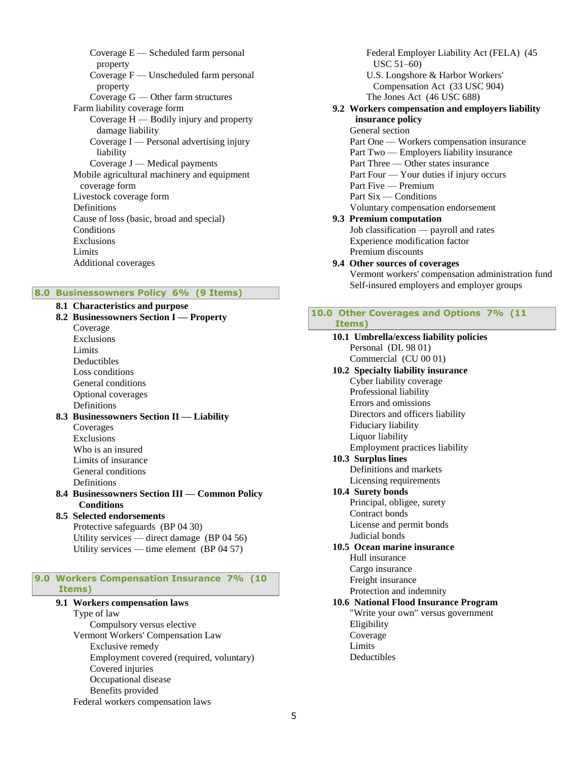- Coverage E — Scheduled farm personal property
- Coverage F — Unscheduled farm personal property
- Coverage G — Other farm structures

Farm liability coverage form

- Coverage H — Bodily injury and property damage liability
- Coverage I — Personal advertising injury liability
- Coverage J — Medical payments

Mobile agricultural machinery and equipment coverage form
Livestock coverage form
Definitions
Cause of loss (basic, broad and special)
Conditions
Exclusions
Limits
Additional coverages

## 8.0 Businessowners Policy 6% (9 Items)

**8.1 Characteristics and purpose**

**8.2 Businessowners Section I — Property**

- Coverage
- Exclusions
- Limits
- Deductibles
- Loss conditions
- General conditions
- Optional coverages
- Definitions

**8.3 Businessowners Section II — Liability**

- Coverages
- Exclusions
- Who is an insured
- Limits of insurance
- General conditions
- Definitions

**8.4 Businessowners Section III — Common Policy Conditions**

**8.5 Selected endorsements**

- Protective safeguards (BP 04 30)
- Utility services — direct damage (BP 04 56)
- Utility services — time element (BP 04 57)

## 9.0 Workers Compensation Insurance 7% (10 Items)

**9.1 Workers compensation laws**

Type of law

- Compulsory versus elective

Vermont Workers' Compensation Law

- Exclusive remedy
- Employment covered (required, voluntary)
- Covered injuries
- Occupational disease
- Benefits provided

Federal workers compensation laws

- Federal Employer Liability Act (FELA) (45 USC 51–60)
- U.S. Longshore & Harbor Workers' Compensation Act (33 USC 904)
- The Jones Act (46 USC 688)

**9.2 Workers compensation and employers liability insurance policy**

- General section
- Part One — Workers compensation insurance
- Part Two — Employers liability insurance
- Part Three — Other states insurance
- Part Four — Your duties if injury occurs
- Part Five — Premium
- Part Six — Conditions
- Voluntary compensation endorsement

**9.3 Premium computation**

- Job classification — payroll and rates
- Experience modification factor
- Premium discounts

**9.4 Other sources of coverages**

- Vermont workers' compensation administration fund
- Self-insured employers and employer groups

## 10.0 Other Coverages and Options 7% (11 Items)

**10.1 Umbrella/excess liability policies**

- Personal (DL 98 01)
- Commercial (CU 00 01)

**10.2 Specialty liability insurance**

- Cyber liability coverage
- Professional liability
- Errors and omissions
- Directors and officers liability
- Fiduciary liability
- Liquor liability
- Employment practices liability

**10.3 Surplus lines**

- Definitions and markets
- Licensing requirements

**10.4 Surety bonds**

- Principal, obligee, surety
- Contract bonds
- License and permit bonds
- Judicial bonds

**10.5 Ocean marine insurance**

- Hull insurance
- Cargo insurance
- Freight insurance
- Protection and indemnity

**10.6 National Flood Insurance Program**

- "Write your own" versus government
- Eligibility
- Coverage
- Limits
- Deductibles